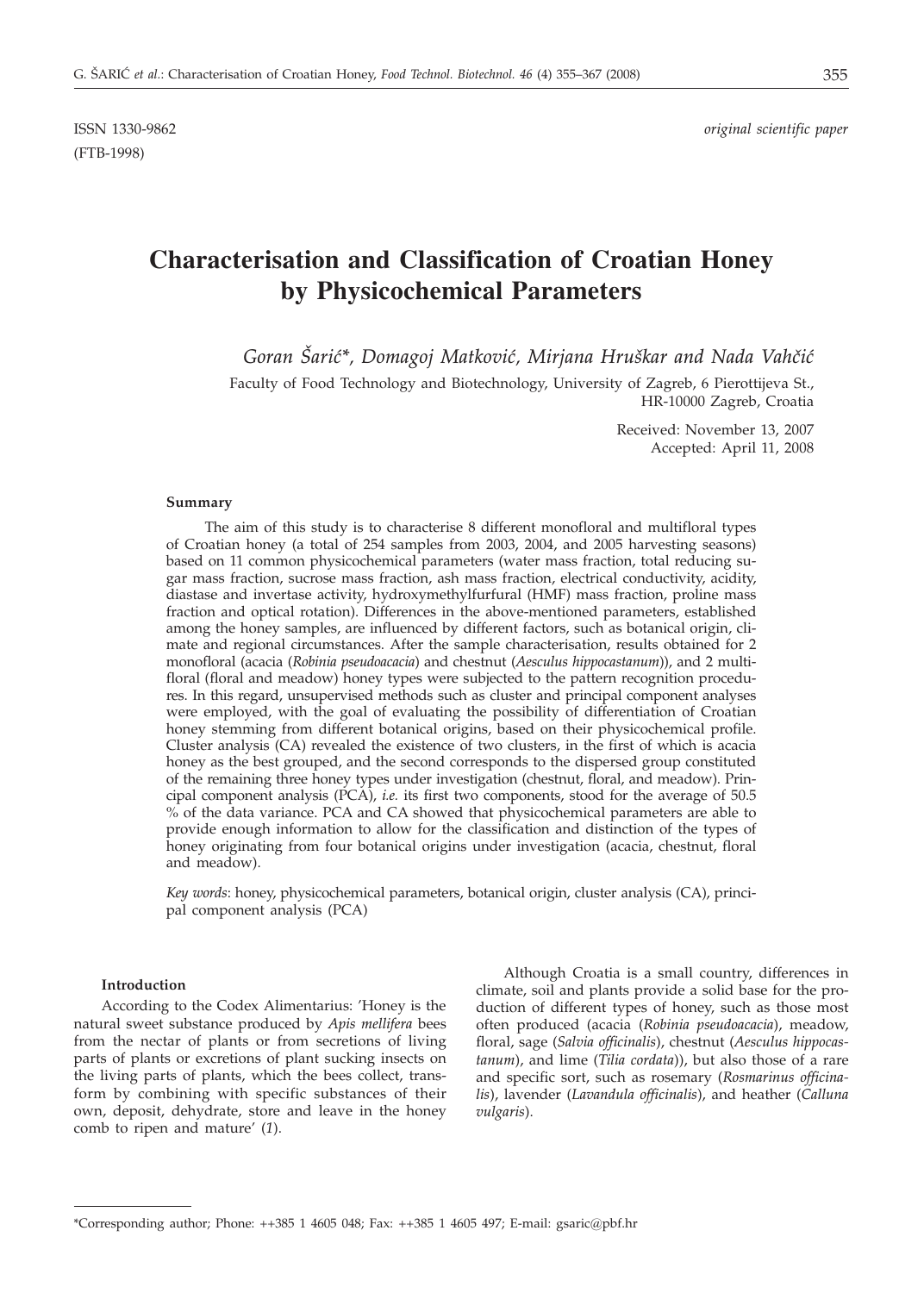ISSN 1330-9862 *original scientific paper*

(FTB-1998)

# Characterisation and Classification of Croatian Honey by Physicochemical Parameters

*Goran Šarić\*, Domagoj Matković, Mirjana Hruškar and Nada Vahčić*

Faculty of Food Technology and Biotechnology, University of Zagreb, 6 Pierottijeva St., HR-10000 Zagreb, Croatia

Received: November 13, 2007
Accepted: April 11, 2008

### Summary

The aim of this study is to characterise 8 different monofloral and multifloral types of Croatian honey (a total of 254 samples from 2003, 2004, and 2005 harvesting seasons) based on 11 common physicochemical parameters (water mass fraction, total reducing sugar mass fraction, sucrose mass fraction, ash mass fraction, electrical conductivity, acidity, diastase and invertase activity, hydroxymethylfurfural (HMF) mass fraction, proline mass fraction and optical rotation). Differences in the above-mentioned parameters, established among the honey samples, are influenced by different factors, such as botanical origin, climate and regional circumstances. After the sample characterisation, results obtained for 2 monofloral (acacia (*Robinia pseudoacacia*) and chestnut (*Aesculus hippocastanum*)), and 2 multifloral (floral and meadow) honey types were subjected to the pattern recognition procedures. In this regard, unsupervised methods such as cluster and principal component analyses were employed, with the goal of evaluating the possibility of differentiation of Croatian honey stemming from different botanical origins, based on their physicochemical profile. Cluster analysis (CA) revealed the existence of two clusters, in the first of which is acacia honey as the best grouped, and the second corresponds to the dispersed group constituted of the remaining three honey types under investigation (chestnut, floral, and meadow). Principal component analysis (PCA), *i.e.* its first two components, stood for the average of 50.5 % of the data variance. PCA and CA showed that physicochemical parameters are able to provide enough information to allow for the classification and distinction of the types of honey originating from four botanical origins under investigation (acacia, chestnut, floral and meadow).

*Key words*: honey, physicochemical parameters, botanical origin, cluster analysis (CA), principal component analysis (PCA)

### Introduction

According to the Codex Alimentarius: 'Honey is the natural sweet substance produced by *Apis mellifera* bees from the nectar of plants or from secretions of living parts of plants or excretions of plant sucking insects on the living parts of plants, which the bees collect, transform by combining with specific substances of their own, deposit, dehydrate, store and leave in the honey comb to ripen and mature' (*1*).

Although Croatia is a small country, differences in climate, soil and plants provide a solid base for the production of different types of honey, such as those most often produced (acacia (*Robinia pseudoacacia*), meadow, floral, sage (*Salvia officinalis*), chestnut (*Aesculus hippocastanum*), and lime (*Tilia cordata*)), but also those of a rare and specific sort, such as rosemary (*Rosmarinus officinalis*), lavender (*Lavandula officinalis*), and heather (*Calluna vulgaris*).

\*Corresponding author; Phone: ++385 1 4605 048; Fax: ++385 1 4605 497; E-mail: gsaric@pbf.hr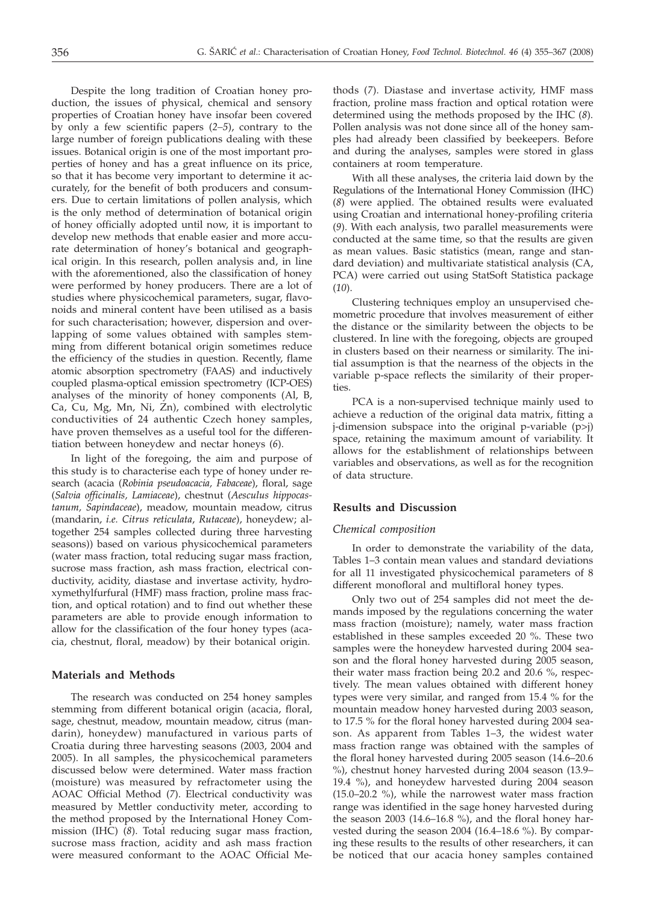Despite the long tradition of Croatian honey production, the issues of physical, chemical and sensory properties of Croatian honey have insofar been covered by only a few scientific papers (*2–5*), contrary to the large number of foreign publications dealing with these issues. Botanical origin is one of the most important properties of honey and has a great influence on its price, so that it has become very important to determine it accurately, for the benefit of both producers and consumers. Due to certain limitations of pollen analysis, which is the only method of determination of botanical origin of honey officially adopted until now, it is important to develop new methods that enable easier and more accurate determination of honey's botanical and geographical origin. In this research, pollen analysis and, in line with the aforementioned, also the classification of honey were performed by honey producers. There are a lot of studies where physicochemical parameters, sugar, flavonoids and mineral content have been utilised as a basis for such characterisation; however, dispersion and overlapping of some values obtained with samples stemming from different botanical origin sometimes reduce the efficiency of the studies in question. Recently, flame atomic absorption spectrometry (FAAS) and inductively coupled plasma-optical emission spectrometry (ICP-OES) analyses of the minority of honey components (Al, B, Ca, Cu, Mg, Mn, Ni, Zn), combined with electrolytic conductivities of 24 authentic Czech honey samples, have proven themselves as a useful tool for the differentiation between honeydew and nectar honeys (*6*).

In light of the foregoing, the aim and purpose of this study is to characterise each type of honey under research (acacia (*Robinia pseudoacacia, Fabaceae*), floral, sage (*Salvia officinalis, Lamiaceae*), chestnut (*Aesculus hippocastanum, Sapindaceae*), meadow, mountain meadow, citrus (mandarin, *i.e. Citrus reticulata, Rutaceae*), honeydew; altogether 254 samples collected during three harvesting seasons)) based on various physicochemical parameters (water mass fraction, total reducing sugar mass fraction, sucrose mass fraction, ash mass fraction, electrical conductivity, acidity, diastase and invertase activity, hydroxymethylfurfural (HMF) mass fraction, proline mass fraction, and optical rotation) and to find out whether these parameters are able to provide enough information to allow for the classification of the four honey types (acacia, chestnut, floral, meadow) by their botanical origin.

## Materials and Methods

The research was conducted on 254 honey samples stemming from different botanical origin (acacia, floral, sage, chestnut, meadow, mountain meadow, citrus (mandarin), honeydew) manufactured in various parts of Croatia during three harvesting seasons (2003, 2004 and 2005). In all samples, the physicochemical parameters discussed below were determined. Water mass fraction (moisture) was measured by refractometer using the AOAC Official Method (*7*). Electrical conductivity was measured by Mettler conductivity meter, according to the method proposed by the International Honey Commission (IHC) (*8*). Total reducing sugar mass fraction, sucrose mass fraction, acidity and ash mass fraction were measured conformant to the AOAC Official Methods (*7*). Diastase and invertase activity, HMF mass fraction, proline mass fraction and optical rotation were determined using the methods proposed by the IHC (*8*). Pollen analysis was not done since all of the honey samples had already been classified by beekeepers. Before and during the analyses, samples were stored in glass containers at room temperature.

With all these analyses, the criteria laid down by the Regulations of the International Honey Commission (IHC) (*8*) were applied. The obtained results were evaluated using Croatian and international honey-profiling criteria (*9*). With each analysis, two parallel measurements were conducted at the same time, so that the results are given as mean values. Basic statistics (mean, range and standard deviation) and multivariate statistical analysis (CA, PCA) were carried out using StatSoft Statistica package (*10*).

Clustering techniques employ an unsupervised chemometric procedure that involves measurement of either the distance or the similarity between the objects to be clustered. In line with the foregoing, objects are grouped in clusters based on their nearness or similarity. The initial assumption is that the nearness of the objects in the variable p-space reflects the similarity of their properties.

PCA is a non-supervised technique mainly used to achieve a reduction of the original data matrix, fitting a j-dimension subspace into the original p-variable (p>j) space, retaining the maximum amount of variability. It allows for the establishment of relationships between variables and observations, as well as for the recognition of data structure.

## Results and Discussion

### *Chemical composition*

In order to demonstrate the variability of the data, Tables 1–3 contain mean values and standard deviations for all 11 investigated physicochemical parameters of 8 different monofloral and multifloral honey types.

Only two out of 254 samples did not meet the demands imposed by the regulations concerning the water mass fraction (moisture); namely, water mass fraction established in these samples exceeded 20 %. These two samples were the honeydew harvested during 2004 season and the floral honey harvested during 2005 season, their water mass fraction being 20.2 and 20.6 %, respectively. The mean values obtained with different honey types were very similar, and ranged from 15.4 % for the mountain meadow honey harvested during 2003 season, to 17.5 % for the floral honey harvested during 2004 season. As apparent from Tables 1–3, the widest water mass fraction range was obtained with the samples of the floral honey harvested during 2005 season (14.6–20.6 %), chestnut honey harvested during 2004 season (13.9–19.4 %), and honeydew harvested during 2004 season (15.0–20.2 %), while the narrowest water mass fraction range was identified in the sage honey harvested during the season 2003 (14.6–16.8 %), and the floral honey harvested during the season 2004 (16.4–18.6 %). By comparing these results to the results of other researchers, it can be noticed that our acacia honey samples contained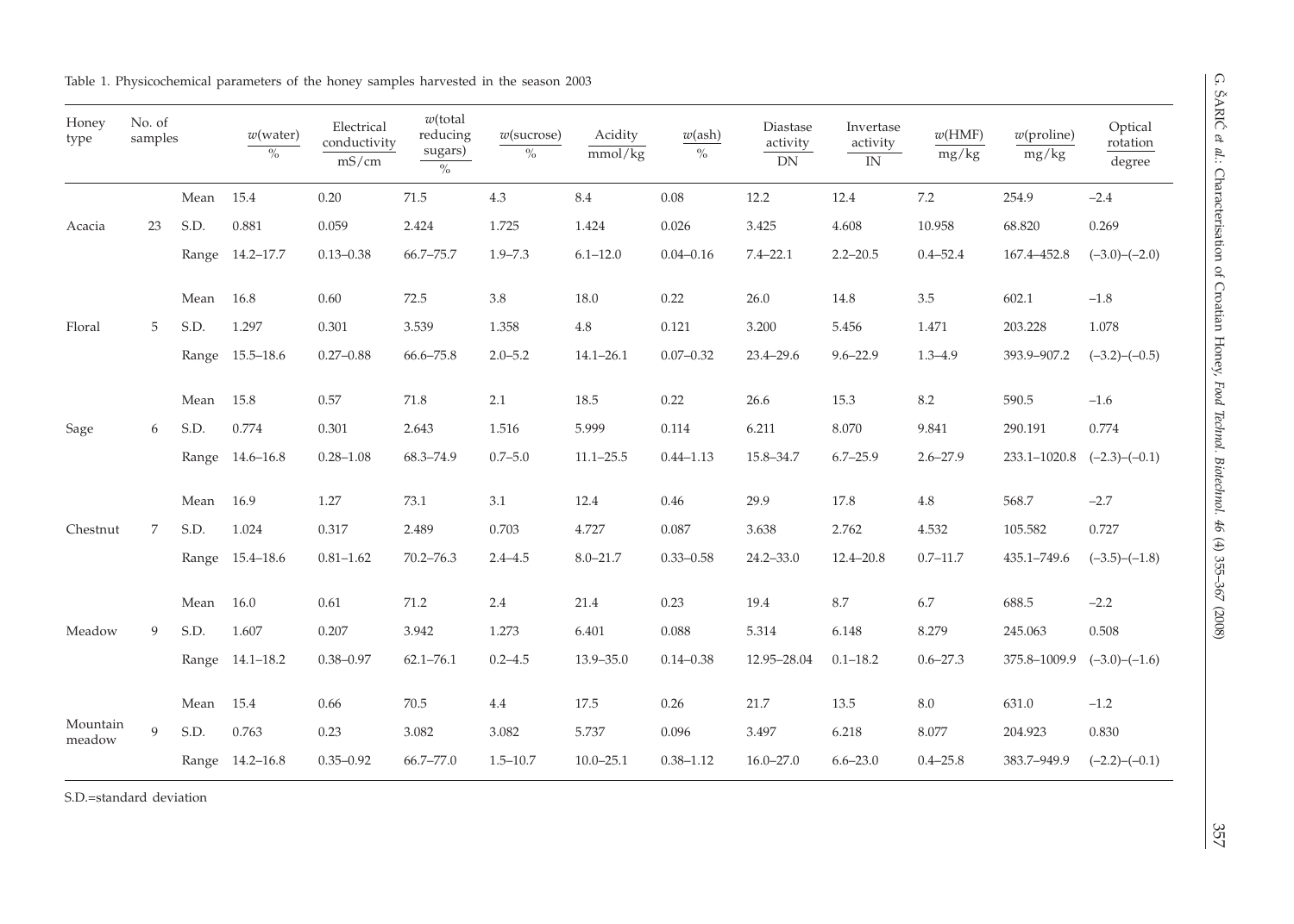Table 1. Physicochemical parameters of the honey samples harvested in the season 2003

| Honey type | No. of samples | | $w$(water) / % | Electrical conductivity / mS/cm | $w$(total reducing sugars) / % | $w$(sucrose) / % | Acidity / mmol/kg | $w$(ash) / % | Diastase activity / DN | Invertase activity / IN | $w$(HMF) / mg/kg | $w$(proline) / mg/kg | Optical rotation / degree |
|---|---|---|---|---|---|---|---|---|---|---|---|---|---|
| | | Mean | 15.4 | 0.20 | 71.5 | 4.3 | 8.4 | 0.08 | 12.2 | 12.4 | 7.2 | 254.9 | −2.4 |
| Acacia | 23 | S.D. | 0.881 | 0.059 | 2.424 | 1.725 | 1.424 | 0.026 | 3.425 | 4.608 | 10.958 | 68.820 | 0.269 |
| | | Range | 14.2–17.7 | 0.13–0.38 | 66.7–75.7 | 1.9–7.3 | 6.1–12.0 | 0.04–0.16 | 7.4–22.1 | 2.2–20.5 | 0.4–52.4 | 167.4–452.8 | (−3.0)–(−2.0) |
| | | Mean | 16.8 | 0.60 | 72.5 | 3.8 | 18.0 | 0.22 | 26.0 | 14.8 | 3.5 | 602.1 | −1.8 |
| Floral | 5 | S.D. | 1.297 | 0.301 | 3.539 | 1.358 | 4.8 | 0.121 | 3.200 | 5.456 | 1.471 | 203.228 | 1.078 |
| | | Range | 15.5–18.6 | 0.27–0.88 | 66.6–75.8 | 2.0–5.2 | 14.1–26.1 | 0.07–0.32 | 23.4–29.6 | 9.6–22.9 | 1.3–4.9 | 393.9–907.2 | (−3.2)–(−0.5) |
| | | Mean | 15.8 | 0.57 | 71.8 | 2.1 | 18.5 | 0.22 | 26.6 | 15.3 | 8.2 | 590.5 | −1.6 |
| Sage | 6 | S.D. | 0.774 | 0.301 | 2.643 | 1.516 | 5.999 | 0.114 | 6.211 | 8.070 | 9.841 | 290.191 | 0.774 |
| | | Range | 14.6–16.8 | 0.28–1.08 | 68.3–74.9 | 0.7–5.0 | 11.1–25.5 | 0.44–1.13 | 15.8–34.7 | 6.7–25.9 | 2.6–27.9 | 233.1–1020.8 | (−2.3)–(−0.1) |
| | | Mean | 16.9 | 1.27 | 73.1 | 3.1 | 12.4 | 0.46 | 29.9 | 17.8 | 4.8 | 568.7 | −2.7 |
| Chestnut | 7 | S.D. | 1.024 | 0.317 | 2.489 | 0.703 | 4.727 | 0.087 | 3.638 | 2.762 | 4.532 | 105.582 | 0.727 |
| | | Range | 15.4–18.6 | 0.81–1.62 | 70.2–76.3 | 2.4–4.5 | 8.0–21.7 | 0.33–0.58 | 24.2–33.0 | 12.4–20.8 | 0.7–11.7 | 435.1–749.6 | (−3.5)–(−1.8) |
| | | Mean | 16.0 | 0.61 | 71.2 | 2.4 | 21.4 | 0.23 | 19.4 | 8.7 | 6.7 | 688.5 | −2.2 |
| Meadow | 9 | S.D. | 1.607 | 0.207 | 3.942 | 1.273 | 6.401 | 0.088 | 5.314 | 6.148 | 8.279 | 245.063 | 0.508 |
| | | Range | 14.1–18.2 | 0.38–0.97 | 62.1–76.1 | 0.2–4.5 | 13.9–35.0 | 0.14–0.38 | 12.95–28.04 | 0.1–18.2 | 0.6–27.3 | 375.8–1009.9 | (−3.0)–(−1.6) |
| | | Mean | 15.4 | 0.66 | 70.5 | 4.4 | 17.5 | 0.26 | 21.7 | 13.5 | 8.0 | 631.0 | −1.2 |
| Mountain meadow | 9 | S.D. | 0.763 | 0.23 | 3.082 | 3.082 | 5.737 | 0.096 | 3.497 | 6.218 | 8.077 | 204.923 | 0.830 |
| | | Range | 14.2–16.8 | 0.35–0.92 | 66.7–77.0 | 1.5–10.7 | 10.0–25.1 | 0.38–1.12 | 16.0–27.0 | 6.6–23.0 | 0.4–25.8 | 383.7–949.9 | (−2.2)–(−0.1) |

S.D.=standard deviation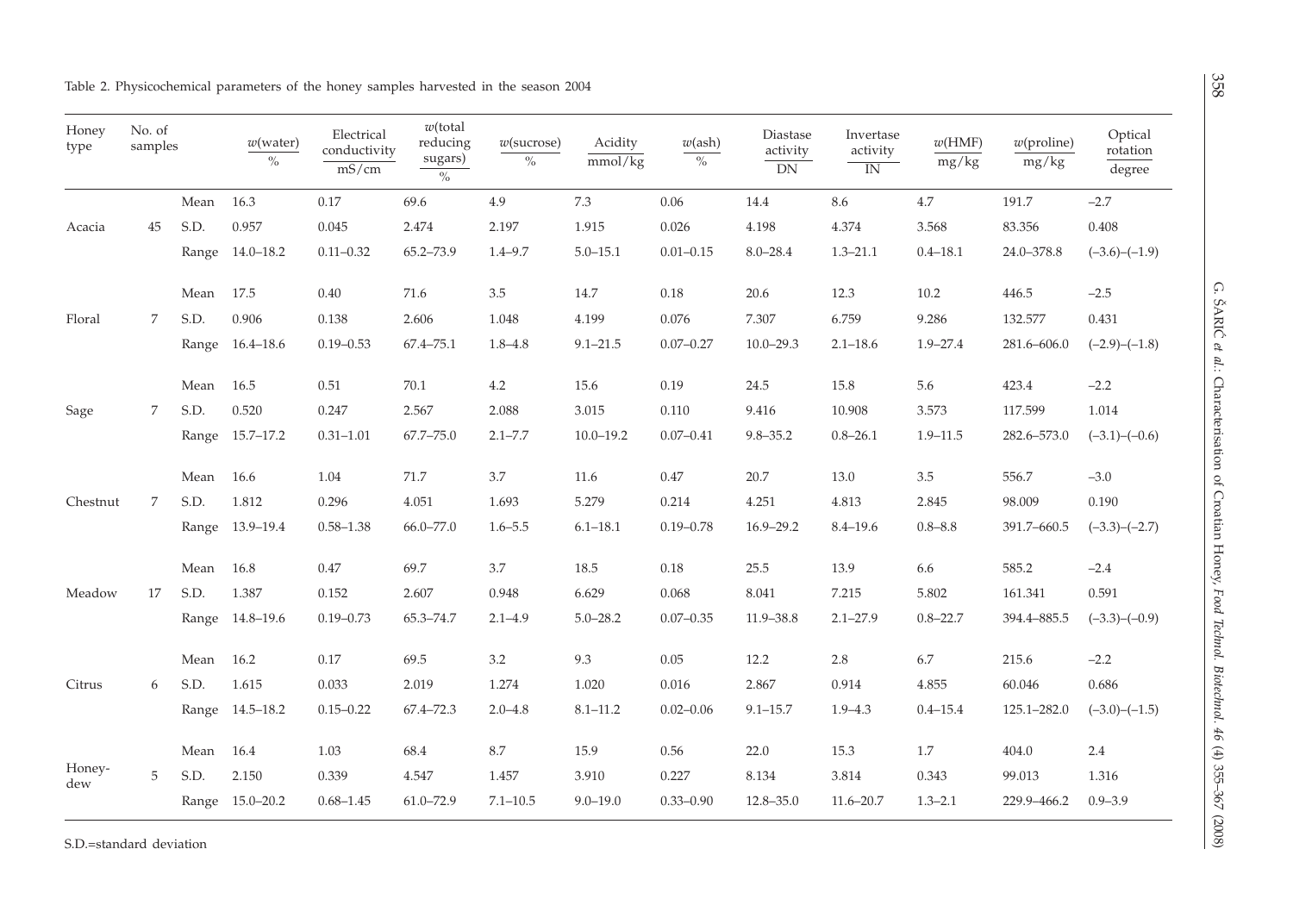Table 2. Physicochemical parameters of the honey samples harvested in the season 2004

| Honey type | No. of samples | | $w$(water)/% | Electrical conductivity/(mS/cm) | $w$(total reducing sugars)/% | $w$(sucrose)/% | Acidity/(mmol/kg) | $w$(ash)/% | Diastase activity/DN | Invertase activity/IN | $w$(HMF)/(mg/kg) | $w$(proline)/(mg/kg) | Optical rotation/degree |
|---|---|---|---|---|---|---|---|---|---|---|---|---|---|
| | | Mean | 16.3 | 0.17 | 69.6 | 4.9 | 7.3 | 0.06 | 14.4 | 8.6 | 4.7 | 191.7 | −2.7 |
| Acacia | 45 | S.D. | 0.957 | 0.045 | 2.474 | 2.197 | 1.915 | 0.026 | 4.198 | 4.374 | 3.568 | 83.356 | 0.408 |
| | | Range | 14.0–18.2 | 0.11–0.32 | 65.2–73.9 | 1.4–9.7 | 5.0–15.1 | 0.01–0.15 | 8.0–28.4 | 1.3–21.1 | 0.4–18.1 | 24.0–378.8 | (−3.6)–(−1.9) |
| | | Mean | 17.5 | 0.40 | 71.6 | 3.5 | 14.7 | 0.18 | 20.6 | 12.3 | 10.2 | 446.5 | −2.5 |
| Floral | 7 | S.D. | 0.906 | 0.138 | 2.606 | 1.048 | 4.199 | 0.076 | 7.307 | 6.759 | 9.286 | 132.577 | 0.431 |
| | | Range | 16.4–18.6 | 0.19–0.53 | 67.4–75.1 | 1.8–4.8 | 9.1–21.5 | 0.07–0.27 | 10.0–29.3 | 2.1–18.6 | 1.9–27.4 | 281.6–606.0 | (−2.9)–(−1.8) |
| | | Mean | 16.5 | 0.51 | 70.1 | 4.2 | 15.6 | 0.19 | 24.5 | 15.8 | 5.6 | 423.4 | −2.2 |
| Sage | 7 | S.D. | 0.520 | 0.247 | 2.567 | 2.088 | 3.015 | 0.110 | 9.416 | 10.908 | 3.573 | 117.599 | 1.014 |
| | | Range | 15.7–17.2 | 0.31–1.01 | 67.7–75.0 | 2.1–7.7 | 10.0–19.2 | 0.07–0.41 | 9.8–35.2 | 0.8–26.1 | 1.9–11.5 | 282.6–573.0 | (−3.1)–(−0.6) |
| | | Mean | 16.6 | 1.04 | 71.7 | 3.7 | 11.6 | 0.47 | 20.7 | 13.0 | 3.5 | 556.7 | −3.0 |
| Chestnut | 7 | S.D. | 1.812 | 0.296 | 4.051 | 1.693 | 5.279 | 0.214 | 4.251 | 4.813 | 2.845 | 98.009 | 0.190 |
| | | Range | 13.9–19.4 | 0.58–1.38 | 66.0–77.0 | 1.6–5.5 | 6.1–18.1 | 0.19–0.78 | 16.9–29.2 | 8.4–19.6 | 0.8–8.8 | 391.7–660.5 | (−3.3)–(−2.7) |
| | | Mean | 16.8 | 0.47 | 69.7 | 3.7 | 18.5 | 0.18 | 25.5 | 13.9 | 6.6 | 585.2 | −2.4 |
| Meadow | 17 | S.D. | 1.387 | 0.152 | 2.607 | 0.948 | 6.629 | 0.068 | 8.041 | 7.215 | 5.802 | 161.341 | 0.591 |
| | | Range | 14.8–19.6 | 0.19–0.73 | 65.3–74.7 | 2.1–4.9 | 5.0–28.2 | 0.07–0.35 | 11.9–38.8 | 2.1–27.9 | 0.8–22.7 | 394.4–885.5 | (−3.3)–(−0.9) |
| | | Mean | 16.2 | 0.17 | 69.5 | 3.2 | 9.3 | 0.05 | 12.2 | 2.8 | 6.7 | 215.6 | −2.2 |
| Citrus | 6 | S.D. | 1.615 | 0.033 | 2.019 | 1.274 | 1.020 | 0.016 | 2.867 | 0.914 | 4.855 | 60.046 | 0.686 |
| | | Range | 14.5–18.2 | 0.15–0.22 | 67.4–72.3 | 2.0–4.8 | 8.1–11.2 | 0.02–0.06 | 9.1–15.7 | 1.9–4.3 | 0.4–15.4 | 125.1–282.0 | (−3.0)–(−1.5) |
| | | Mean | 16.4 | 1.03 | 68.4 | 8.7 | 15.9 | 0.56 | 22.0 | 15.3 | 1.7 | 404.0 | 2.4 |
| Honey-dew | 5 | S.D. | 2.150 | 0.339 | 4.547 | 1.457 | 3.910 | 0.227 | 8.134 | 3.814 | 0.343 | 99.013 | 1.316 |
| | | Range | 15.0–20.2 | 0.68–1.45 | 61.0–72.9 | 7.1–10.5 | 9.0–19.0 | 0.33–0.90 | 12.8–35.0 | 11.6–20.7 | 1.3–2.1 | 229.9–466.2 | 0.9–3.9 |

S.D.=standard deviation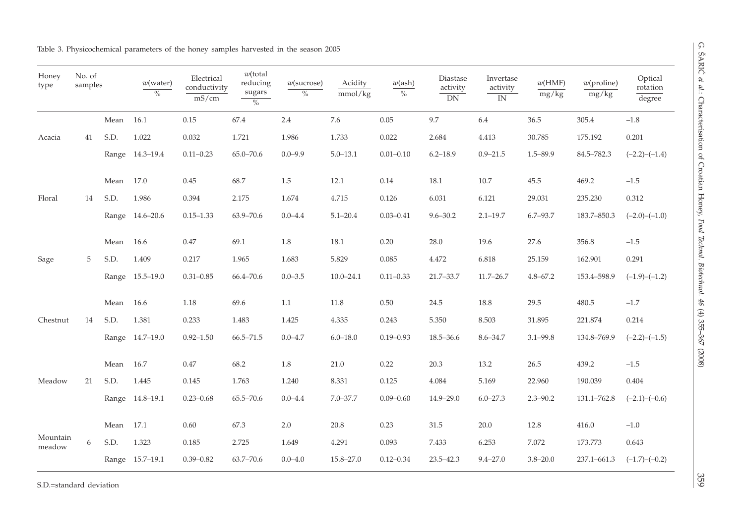Table 3. Physicochemical parameters of the honey samples harvested in the season 2005

| Honey type | No. of samples | | $w$(water)/% | Electrical conductivity/(mS/cm) | $w$(total reducing sugars)/% | $w$(sucrose)/% | Acidity/(mmol/kg) | $w$(ash)/% | Diastase activity/DN | Invertase activity/IN | $w$(HMF)/(mg/kg) | $w$(proline)/(mg/kg) | Optical rotation/degree |
|---|---|---|---|---|---|---|---|---|---|---|---|---|---|
| Acacia | 41 | Mean | 16.1 | 0.15 | 67.4 | 2.4 | 7.6 | 0.05 | 9.7 | 6.4 | 36.5 | 305.4 | –1.8 |
| | | S.D. | 1.022 | 0.032 | 1.721 | 1.986 | 1.733 | 0.022 | 2.684 | 4.413 | 30.785 | 175.192 | 0.201 |
| | | Range | 14.3–19.4 | 0.11–0.23 | 65.0–70.6 | 0.0–9.9 | 5.0–13.1 | 0.01–0.10 | 6.2–18.9 | 0.9–21.5 | 1.5–89.9 | 84.5–782.3 | (–2.2)–(–1.4) |
| Floral | 14 | Mean | 17.0 | 0.45 | 68.7 | 1.5 | 12.1 | 0.14 | 18.1 | 10.7 | 45.5 | 469.2 | –1.5 |
| | | S.D. | 1.986 | 0.394 | 2.175 | 1.674 | 4.715 | 0.126 | 6.031 | 6.121 | 29.031 | 235.230 | 0.312 |
| | | Range | 14.6–20.6 | 0.15–1.33 | 63.9–70.6 | 0.0–4.4 | 5.1–20.4 | 0.03–0.41 | 9.6–30.2 | 2.1–19.7 | 6.7–93.7 | 183.7–850.3 | (–2.0)–(–1.0) |
| Sage | 5 | Mean | 16.6 | 0.47 | 69.1 | 1.8 | 18.1 | 0.20 | 28.0 | 19.6 | 27.6 | 356.8 | –1.5 |
| | | S.D. | 1.409 | 0.217 | 1.965 | 1.683 | 5.829 | 0.085 | 4.472 | 6.818 | 25.159 | 162.901 | 0.291 |
| | | Range | 15.5–19.0 | 0.31–0.85 | 66.4–70.6 | 0.0–3.5 | 10.0–24.1 | 0.11–0.33 | 21.7–33.7 | 11.7–26.7 | 4.8–67.2 | 153.4–598.9 | (–1.9)–(–1.2) |
| Chestnut | 14 | Mean | 16.6 | 1.18 | 69.6 | 1.1 | 11.8 | 0.50 | 24.5 | 18.8 | 29.5 | 480.5 | –1.7 |
| | | S.D. | 1.381 | 0.233 | 1.483 | 1.425 | 4.335 | 0.243 | 5.350 | 8.503 | 31.895 | 221.874 | 0.214 |
| | | Range | 14.7–19.0 | 0.92–1.50 | 66.5–71.5 | 0.0–4.7 | 6.0–18.0 | 0.19–0.93 | 18.5–36.6 | 8.6–34.7 | 3.1–99.8 | 134.8–769.9 | (–2.2)–(–1.5) |
| Meadow | 21 | Mean | 16.7 | 0.47 | 68.2 | 1.8 | 21.0 | 0.22 | 20.3 | 13.2 | 26.5 | 439.2 | –1.5 |
| | | S.D. | 1.445 | 0.145 | 1.763 | 1.240 | 8.331 | 0.125 | 4.084 | 5.169 | 22.960 | 190.039 | 0.404 |
| | | Range | 14.8–19.1 | 0.23–0.68 | 65.5–70.6 | 0.0–4.4 | 7.0–37.7 | 0.09–0.60 | 14.9–29.0 | 6.0–27.3 | 2.3–90.2 | 131.1–762.8 | (–2.1)–(–0.6) |
| Mountain meadow | 6 | Mean | 17.1 | 0.60 | 67.3 | 2.0 | 20.8 | 0.23 | 31.5 | 20.0 | 12.8 | 416.0 | –1.0 |
| | | S.D. | 1.323 | 0.185 | 2.725 | 1.649 | 4.291 | 0.093 | 7.433 | 6.253 | 7.072 | 173.773 | 0.643 |
| | | Range | 15.7–19.1 | 0.39–0.82 | 63.7–70.6 | 0.0–4.0 | 15.8–27.0 | 0.12–0.34 | 23.5–42.3 | 9.4–27.0 | 3.8–20.0 | 237.1–661.3 | (–1.7)–(–0.2) |

S.D.=standard deviation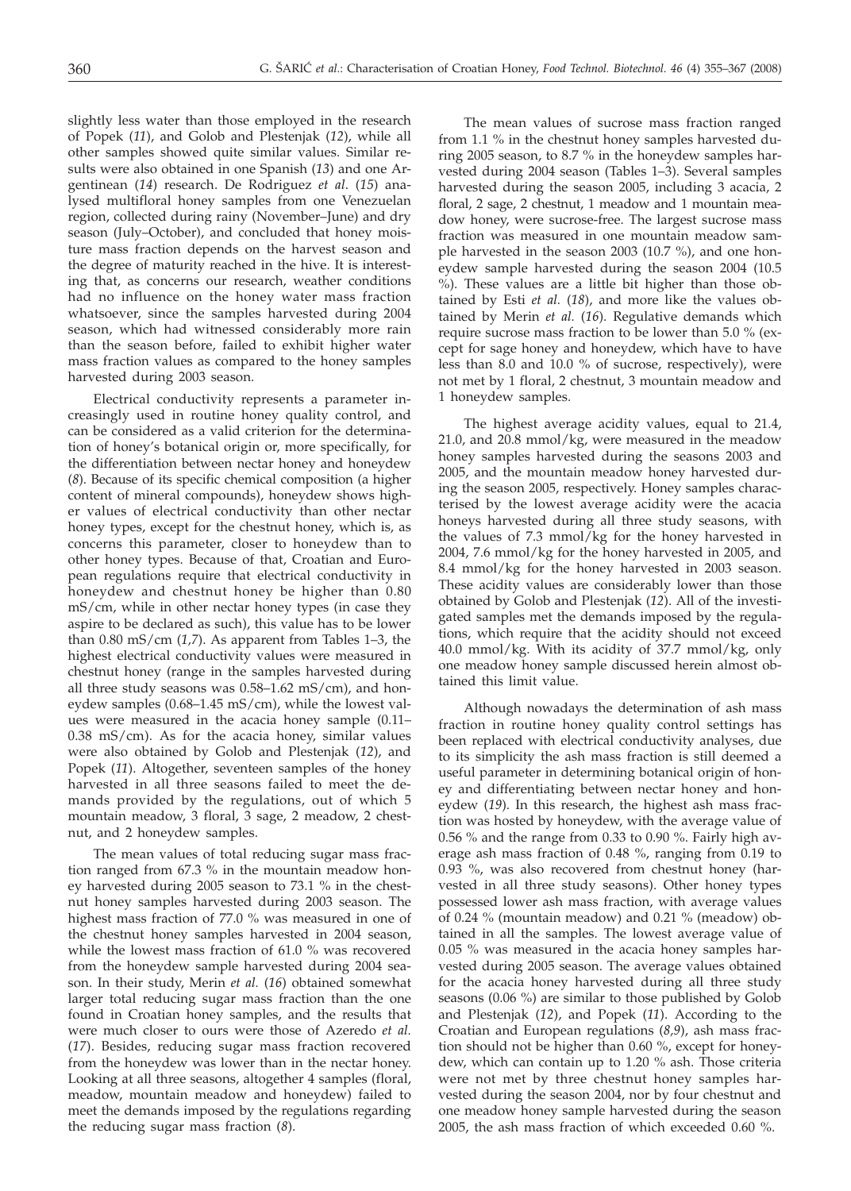slightly less water than those employed in the research of Popek (*11*), and Golob and Plestenjak (*12*), while all other samples showed quite similar values. Similar results were also obtained in one Spanish (*13*) and one Argentinean (*14*) research. De Rodriguez *et al.* (*15*) analysed multifloral honey samples from one Venezuelan region, collected during rainy (November–June) and dry season (July–October), and concluded that honey moisture mass fraction depends on the harvest season and the degree of maturity reached in the hive. It is interesting that, as concerns our research, weather conditions had no influence on the honey water mass fraction whatsoever, since the samples harvested during 2004 season, which had witnessed considerably more rain than the season before, failed to exhibit higher water mass fraction values as compared to the honey samples harvested during 2003 season.

Electrical conductivity represents a parameter increasingly used in routine honey quality control, and can be considered as a valid criterion for the determination of honey's botanical origin or, more specifically, for the differentiation between nectar honey and honeydew (*8*). Because of its specific chemical composition (a higher content of mineral compounds), honeydew shows higher values of electrical conductivity than other nectar honey types, except for the chestnut honey, which is, as concerns this parameter, closer to honeydew than to other honey types. Because of that, Croatian and European regulations require that electrical conductivity in honeydew and chestnut honey be higher than 0.80 mS/cm, while in other nectar honey types (in case they aspire to be declared as such), this value has to be lower than 0.80 mS/cm (*1,7*). As apparent from Tables 1–3, the highest electrical conductivity values were measured in chestnut honey (range in the samples harvested during all three study seasons was 0.58–1.62 mS/cm), and honeydew samples (0.68–1.45 mS/cm), while the lowest values were measured in the acacia honey sample (0.11–0.38 mS/cm). As for the acacia honey, similar values were also obtained by Golob and Plestenjak (*12*), and Popek (*11*). Altogether, seventeen samples of the honey harvested in all three seasons failed to meet the demands provided by the regulations, out of which 5 mountain meadow, 3 floral, 3 sage, 2 meadow, 2 chestnut, and 2 honeydew samples.

The mean values of total reducing sugar mass fraction ranged from 67.3 % in the mountain meadow honey harvested during 2005 season to 73.1 % in the chestnut honey samples harvested during 2003 season. The highest mass fraction of 77.0 % was measured in one of the chestnut honey samples harvested in 2004 season, while the lowest mass fraction of 61.0 % was recovered from the honeydew sample harvested during 2004 season. In their study, Merin *et al.* (*16*) obtained somewhat larger total reducing sugar mass fraction than the one found in Croatian honey samples, and the results that were much closer to ours were those of Azeredo *et al.* (*17*). Besides, reducing sugar mass fraction recovered from the honeydew was lower than in the nectar honey. Looking at all three seasons, altogether 4 samples (floral, meadow, mountain meadow and honeydew) failed to meet the demands imposed by the regulations regarding the reducing sugar mass fraction (*8*).

The mean values of sucrose mass fraction ranged from 1.1 % in the chestnut honey samples harvested during 2005 season, to 8.7 % in the honeydew samples harvested during 2004 season (Tables 1–3). Several samples harvested during the season 2005, including 3 acacia, 2 floral, 2 sage, 2 chestnut, 1 meadow and 1 mountain meadow honey, were sucrose-free. The largest sucrose mass fraction was measured in one mountain meadow sample harvested in the season 2003 (10.7 %), and one honeydew sample harvested during the season 2004 (10.5 %). These values are a little bit higher than those obtained by Esti *et al.* (*18*), and more like the values obtained by Merin *et al.* (*16*). Regulative demands which require sucrose mass fraction to be lower than 5.0 % (except for sage honey and honeydew, which have to have less than 8.0 and 10.0 % of sucrose, respectively), were not met by 1 floral, 2 chestnut, 3 mountain meadow and 1 honeydew samples.

The highest average acidity values, equal to 21.4, 21.0, and 20.8 mmol/kg, were measured in the meadow honey samples harvested during the seasons 2003 and 2005, and the mountain meadow honey harvested during the season 2005, respectively. Honey samples characterised by the lowest average acidity were the acacia honeys harvested during all three study seasons, with the values of 7.3 mmol/kg for the honey harvested in 2004, 7.6 mmol/kg for the honey harvested in 2005, and 8.4 mmol/kg for the honey harvested in 2003 season. These acidity values are considerably lower than those obtained by Golob and Plestenjak (*12*). All of the investigated samples met the demands imposed by the regulations, which require that the acidity should not exceed 40.0 mmol/kg. With its acidity of 37.7 mmol/kg, only one meadow honey sample discussed herein almost obtained this limit value.

Although nowadays the determination of ash mass fraction in routine honey quality control settings has been replaced with electrical conductivity analyses, due to its simplicity the ash mass fraction is still deemed a useful parameter in determining botanical origin of honey and differentiating between nectar honey and honeydew (*19*). In this research, the highest ash mass fraction was hosted by honeydew, with the average value of 0.56 % and the range from 0.33 to 0.90 %. Fairly high average ash mass fraction of 0.48 %, ranging from 0.19 to 0.93 %, was also recovered from chestnut honey (harvested in all three study seasons). Other honey types possessed lower ash mass fraction, with average values of 0.24 % (mountain meadow) and 0.21 % (meadow) obtained in all the samples. The lowest average value of 0.05 % was measured in the acacia honey samples harvested during 2005 season. The average values obtained for the acacia honey harvested during all three study seasons (0.06 %) are similar to those published by Golob and Plestenjak (*12*), and Popek (*11*). According to the Croatian and European regulations (*8,9*), ash mass fraction should not be higher than 0.60 %, except for honeydew, which can contain up to 1.20 % ash. Those criteria were not met by three chestnut honey samples harvested during the season 2004, nor by four chestnut and one meadow honey sample harvested during the season 2005, the ash mass fraction of which exceeded 0.60 %.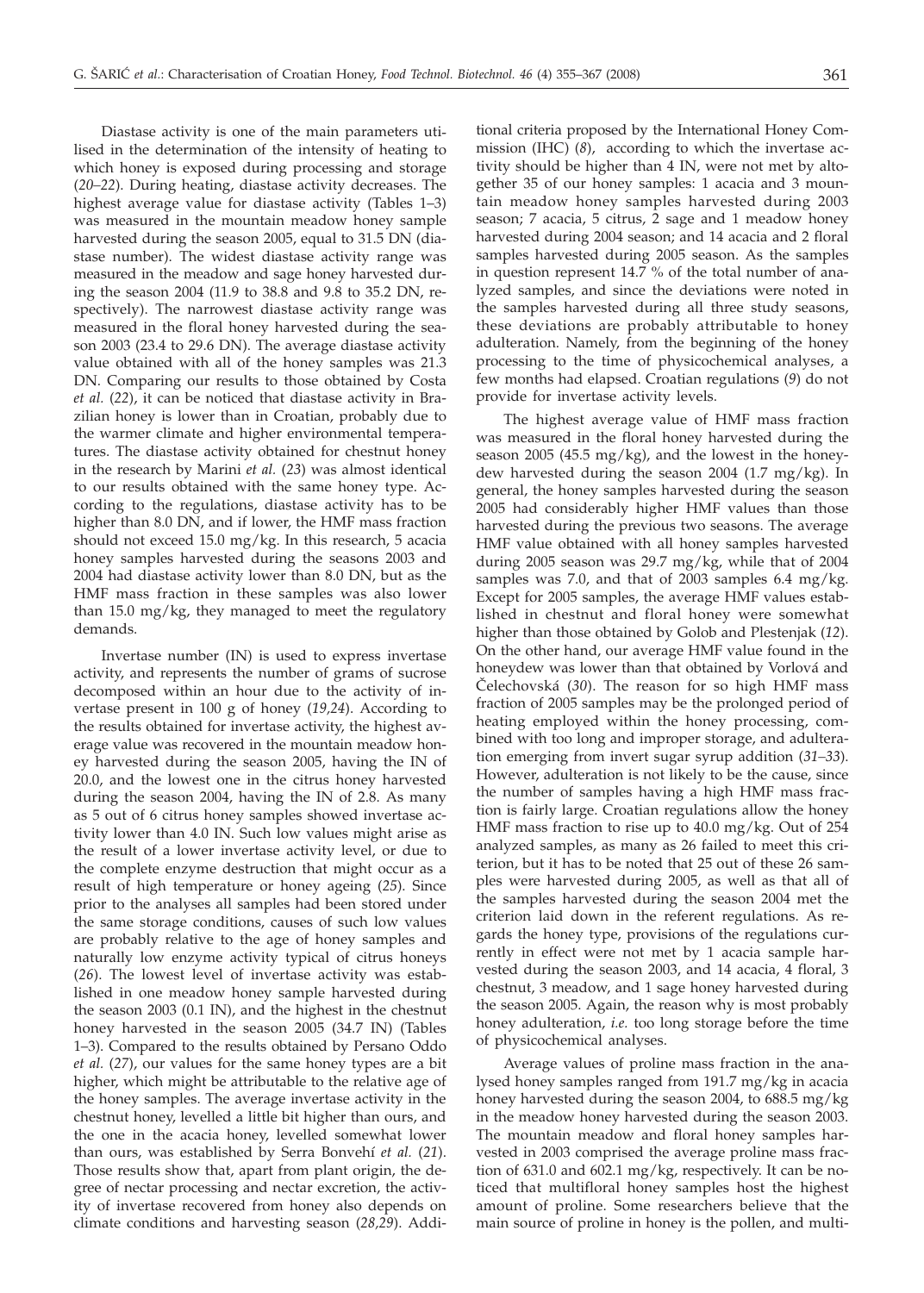Diastase activity is one of the main parameters utilised in the determination of the intensity of heating to which honey is exposed during processing and storage (*20–22*). During heating, diastase activity decreases. The highest average value for diastase activity (Tables 1–3) was measured in the mountain meadow honey sample harvested during the season 2005, equal to 31.5 DN (diastase number). The widest diastase activity range was measured in the meadow and sage honey harvested during the season 2004 (11.9 to 38.8 and 9.8 to 35.2 DN, respectively). The narrowest diastase activity range was measured in the floral honey harvested during the season 2003 (23.4 to 29.6 DN). The average diastase activity value obtained with all of the honey samples was 21.3 DN. Comparing our results to those obtained by Costa *et al.* (*22*), it can be noticed that diastase activity in Brazilian honey is lower than in Croatian, probably due to the warmer climate and higher environmental temperatures. The diastase activity obtained for chestnut honey in the research by Marini *et al.* (*23*) was almost identical to our results obtained with the same honey type. According to the regulations, diastase activity has to be higher than 8.0 DN, and if lower, the HMF mass fraction should not exceed 15.0 mg/kg. In this research, 5 acacia honey samples harvested during the seasons 2003 and 2004 had diastase activity lower than 8.0 DN, but as the HMF mass fraction in these samples was also lower than 15.0 mg/kg, they managed to meet the regulatory demands.

Invertase number (IN) is used to express invertase activity, and represents the number of grams of sucrose decomposed within an hour due to the activity of invertase present in 100 g of honey (*19,24*). According to the results obtained for invertase activity, the highest average value was recovered in the mountain meadow honey harvested during the season 2005, having the IN of 20.0, and the lowest one in the citrus honey harvested during the season 2004, having the IN of 2.8. As many as 5 out of 6 citrus honey samples showed invertase activity lower than 4.0 IN. Such low values might arise as the result of a lower invertase activity level, or due to the complete enzyme destruction that might occur as a result of high temperature or honey ageing (*25*). Since prior to the analyses all samples had been stored under the same storage conditions, causes of such low values are probably relative to the age of honey samples and naturally low enzyme activity typical of citrus honeys (*26*). The lowest level of invertase activity was established in one meadow honey sample harvested during the season 2003 (0.1 IN), and the highest in the chestnut honey harvested in the season 2005 (34.7 IN) (Tables 1–3). Compared to the results obtained by Persano Oddo *et al.* (*27*), our values for the same honey types are a bit higher, which might be attributable to the relative age of the honey samples. The average invertase activity in the chestnut honey, levelled a little bit higher than ours, and the one in the acacia honey, levelled somewhat lower than ours, was established by Serra Bonvehí *et al.* (*21*). Those results show that, apart from plant origin, the degree of nectar processing and nectar excretion, the activity of invertase recovered from honey also depends on climate conditions and harvesting season (*28,29*). Additional criteria proposed by the International Honey Commission (IHC) (*8*), according to which the invertase activity should be higher than 4 IN, were not met by altogether 35 of our honey samples: 1 acacia and 3 mountain meadow honey samples harvested during 2003 season; 7 acacia, 5 citrus, 2 sage and 1 meadow honey harvested during 2004 season; and 14 acacia and 2 floral samples harvested during 2005 season. As the samples in question represent 14.7 % of the total number of analyzed samples, and since the deviations were noted in the samples harvested during all three study seasons, these deviations are probably attributable to honey adulteration. Namely, from the beginning of the honey processing to the time of physicochemical analyses, a few months had elapsed. Croatian regulations (*9*) do not provide for invertase activity levels.

The highest average value of HMF mass fraction was measured in the floral honey harvested during the season 2005 (45.5 mg/kg), and the lowest in the honeydew harvested during the season 2004 (1.7 mg/kg). In general, the honey samples harvested during the season 2005 had considerably higher HMF values than those harvested during the previous two seasons. The average HMF value obtained with all honey samples harvested during 2005 season was 29.7 mg/kg, while that of 2004 samples was 7.0, and that of 2003 samples 6.4 mg/kg. Except for 2005 samples, the average HMF values established in chestnut and floral honey were somewhat higher than those obtained by Golob and Plestenjak (*12*). On the other hand, our average HMF value found in the honeydew was lower than that obtained by Vorlová and Čelechovská (*30*). The reason for so high HMF mass fraction of 2005 samples may be the prolonged period of heating employed within the honey processing, combined with too long and improper storage, and adulteration emerging from invert sugar syrup addition (*31–33*). However, adulteration is not likely to be the cause, since the number of samples having a high HMF mass fraction is fairly large. Croatian regulations allow the honey HMF mass fraction to rise up to 40.0 mg/kg. Out of 254 analyzed samples, as many as 26 failed to meet this criterion, but it has to be noted that 25 out of these 26 samples were harvested during 2005, as well as that all of the samples harvested during the season 2004 met the criterion laid down in the referent regulations. As regards the honey type, provisions of the regulations currently in effect were not met by 1 acacia sample harvested during the season 2003, and 14 acacia, 4 floral, 3 chestnut, 3 meadow, and 1 sage honey harvested during the season 2005. Again, the reason why is most probably honey adulteration, *i.e.* too long storage before the time of physicochemical analyses.

Average values of proline mass fraction in the analysed honey samples ranged from 191.7 mg/kg in acacia honey harvested during the season 2004, to 688.5 mg/kg in the meadow honey harvested during the season 2003. The mountain meadow and floral honey samples harvested in 2003 comprised the average proline mass fraction of 631.0 and 602.1 mg/kg, respectively. It can be noticed that multifloral honey samples host the highest amount of proline. Some researchers believe that the main source of proline in honey is the pollen, and multi-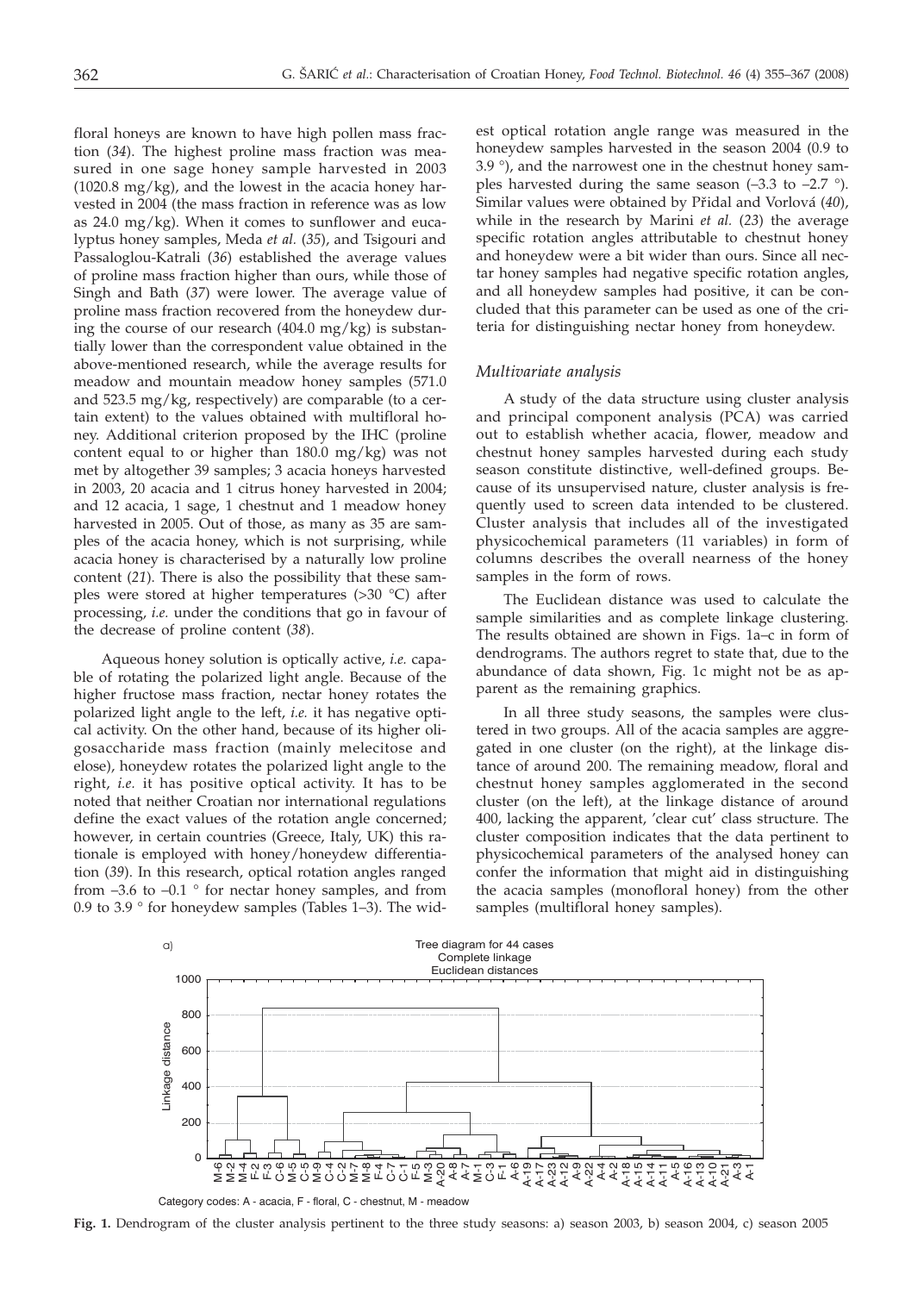floral honeys are known to have high pollen mass fraction (*34*). The highest proline mass fraction was measured in one sage honey sample harvested in 2003 (1020.8 mg/kg), and the lowest in the acacia honey harvested in 2004 (the mass fraction in reference was as low as 24.0 mg/kg). When it comes to sunflower and eucalyptus honey samples, Meda *et al.* (*35*), and Tsigouri and Passaloglou-Katrali (*36*) established the average values of proline mass fraction higher than ours, while those of Singh and Bath (*37*) were lower. The average value of proline mass fraction recovered from the honeydew during the course of our research (404.0 mg/kg) is substantially lower than the correspondent value obtained in the above-mentioned research, while the average results for meadow and mountain meadow honey samples (571.0 and 523.5 mg/kg, respectively) are comparable (to a certain extent) to the values obtained with multifloral honey. Additional criterion proposed by the IHC (proline content equal to or higher than 180.0 mg/kg) was not met by altogether 39 samples; 3 acacia honeys harvested in 2003, 20 acacia and 1 citrus honey harvested in 2004; and 12 acacia, 1 sage, 1 chestnut and 1 meadow honey harvested in 2005. Out of those, as many as 35 are samples of the acacia honey, which is not surprising, while acacia honey is characterised by a naturally low proline content (*21*). There is also the possibility that these samples were stored at higher temperatures (>30 °C) after processing, *i.e.* under the conditions that go in favour of the decrease of proline content (*38*).

Aqueous honey solution is optically active, *i.e.* capable of rotating the polarized light angle. Because of the higher fructose mass fraction, nectar honey rotates the polarized light angle to the left, *i.e.* it has negative optical activity. On the other hand, because of its higher oligosaccharide mass fraction (mainly melecitose and elose), honeydew rotates the polarized light angle to the right, *i.e.* it has positive optical activity. It has to be noted that neither Croatian nor international regulations define the exact values of the rotation angle concerned; however, in certain countries (Greece, Italy, UK) this rationale is employed with honey/honeydew differentiation (*39*). In this research, optical rotation angles ranged from –3.6 to –0.1 ° for nectar honey samples, and from 0.9 to 3.9 ° for honeydew samples (Tables 1–3). The widest optical rotation angle range was measured in the honeydew samples harvested in the season 2004 (0.9 to 3.9 °), and the narrowest one in the chestnut honey samples harvested during the same season (–3.3 to –2.7 °). Similar values were obtained by Přidal and Vorlová (*40*), while in the research by Marini *et al.* (*23*) the average specific rotation angles attributable to chestnut honey and honeydew were a bit wider than ours. Since all nectar honey samples had negative specific rotation angles, and all honeydew samples had positive, it can be concluded that this parameter can be used as one of the criteria for distinguishing nectar honey from honeydew.

### *Multivariate analysis*

A study of the data structure using cluster analysis and principal component analysis (PCA) was carried out to establish whether acacia, flower, meadow and chestnut honey samples harvested during each study season constitute distinctive, well-defined groups. Because of its unsupervised nature, cluster analysis is frequently used to screen data intended to be clustered. Cluster analysis that includes all of the investigated physicochemical parameters (11 variables) in form of columns describes the overall nearness of the honey samples in the form of rows.

The Euclidean distance was used to calculate the sample similarities and as complete linkage clustering. The results obtained are shown in Figs. 1a–c in form of dendrograms. The authors regret to state that, due to the abundance of data shown, Fig. 1c might not be as apparent as the remaining graphics.

In all three study seasons, the samples were clustered in two groups. All of the acacia samples are aggregated in one cluster (on the right), at the linkage distance of around 200. The remaining meadow, floral and chestnut honey samples agglomerated in the second cluster (on the left), at the linkage distance of around 400, lacking the apparent, 'clear cut' class structure. The cluster composition indicates that the data pertinent to physicochemical parameters of the analysed honey can confer the information that might aid in distinguishing the acacia samples (monofloral honey) from the other samples (multifloral honey samples).

a) Tree diagram for 44 cases, Complete linkage, Euclidean distances

Category codes: A - acacia, F - floral, C - chestnut, M - meadow

**Fig. 1.** Dendrogram of the cluster analysis pertinent to the three study seasons: a) season 2003, b) season 2004, c) season 2005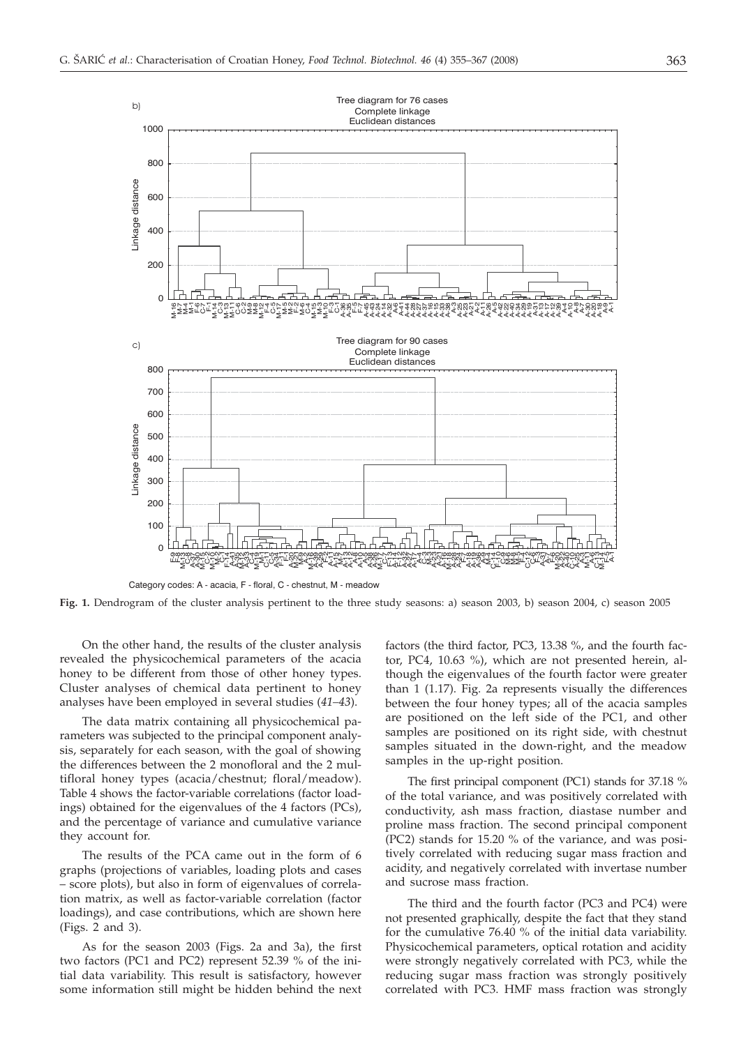Category codes: A - acacia, F - floral, C - chestnut, M - meadow

**Fig. 1.** Dendrogram of the cluster analysis pertinent to the three study seasons: a) season 2003, b) season 2004, c) season 2005

On the other hand, the results of the cluster analysis revealed the physicochemical parameters of the acacia honey to be different from those of other honey types. Cluster analyses of chemical data pertinent to honey analyses have been employed in several studies (*41–43*).

The data matrix containing all physicochemical parameters was subjected to the principal component analysis, separately for each season, with the goal of showing the differences between the 2 monofloral and the 2 multifloral honey types (acacia/chestnut; floral/meadow). Table 4 shows the factor-variable correlations (factor loadings) obtained for the eigenvalues of the 4 factors (PCs), and the percentage of variance and cumulative variance they account for.

The results of the PCA came out in the form of 6 graphs (projections of variables, loading plots and cases – score plots), but also in form of eigenvalues of correlation matrix, as well as factor-variable correlation (factor loadings), and case contributions, which are shown here (Figs. 2 and 3).

As for the season 2003 (Figs. 2a and 3a), the first two factors (PC1 and PC2) represent 52.39 % of the initial data variability. This result is satisfactory, however some information still might be hidden behind the next factors (the third factor, PC3, 13.38 %, and the fourth factor, PC4, 10.63 %), which are not presented herein, although the eigenvalues of the fourth factor were greater than 1 (1.17). Fig. 2a represents visually the differences between the four honey types; all of the acacia samples are positioned on the left side of the PC1, and other samples are positioned on its right side, with chestnut samples situated in the down-right, and the meadow samples in the up-right position.

The first principal component (PC1) stands for 37.18 % of the total variance, and was positively correlated with conductivity, ash mass fraction, diastase number and proline mass fraction. The second principal component (PC2) stands for 15.20 % of the variance, and was positively correlated with reducing sugar mass fraction and acidity, and negatively correlated with invertase number and sucrose mass fraction.

The third and the fourth factor (PC3 and PC4) were not presented graphically, despite the fact that they stand for the cumulative 76.40 % of the initial data variability. Physicochemical parameters, optical rotation and acidity were strongly negatively correlated with PC3, while the reducing sugar mass fraction was strongly positively correlated with PC3. HMF mass fraction was strongly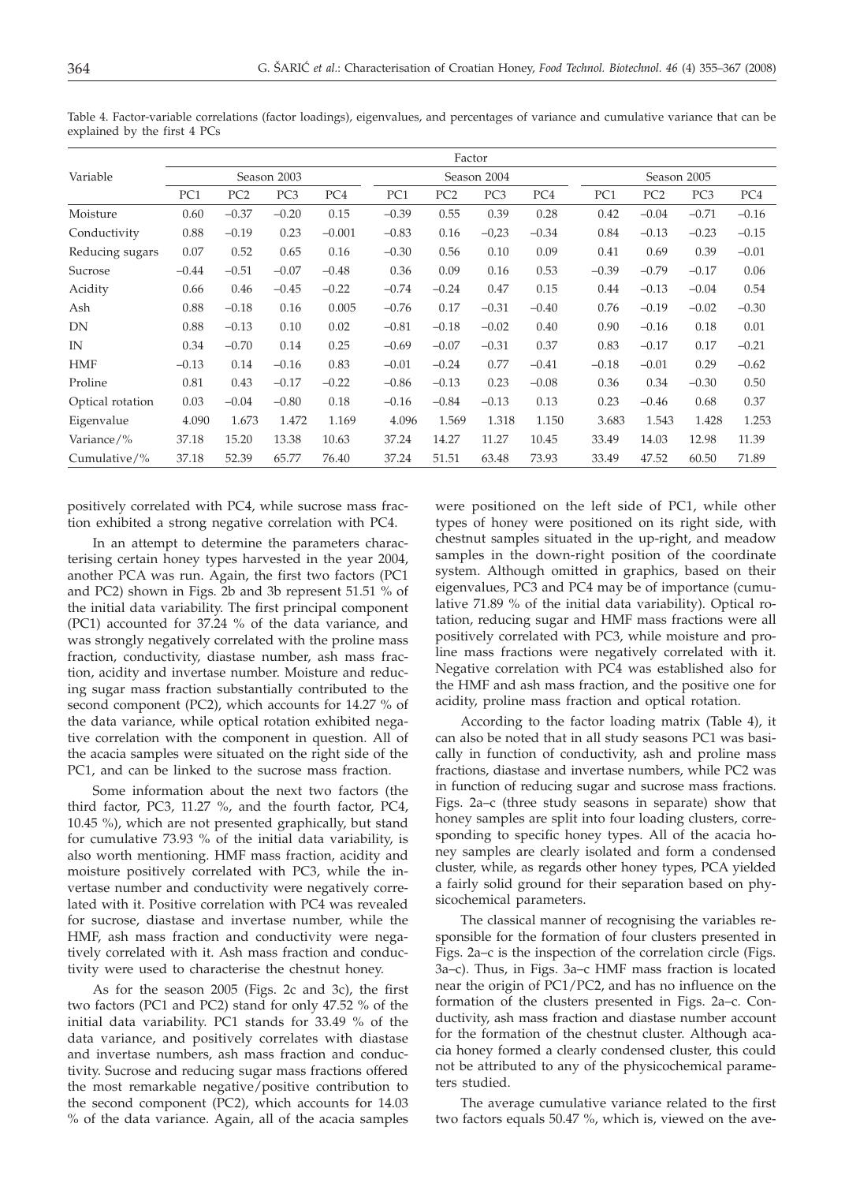Table 4. Factor-variable correlations (factor loadings), eigenvalues, and percentages of variance and cumulative variance that can be explained by the first 4 PCs

| Variable | Factor | | | | | | | | | | | |
|---|---|---|---|---|---|---|---|---|---|---|---|---|
| | Season 2003 | | | | Season 2004 | | | | Season 2005 | | | |
| | PC1 | PC2 | PC3 | PC4 | PC1 | PC2 | PC3 | PC4 | PC1 | PC2 | PC3 | PC4 |
| Moisture | 0.60 | −0.37 | −0.20 | 0.15 | −0.39 | 0.55 | 0.39 | 0.28 | 0.42 | −0.04 | −0.71 | −0.16 |
| Conductivity | 0.88 | −0.19 | 0.23 | −0.001 | −0.83 | 0.16 | −0,23 | −0.34 | 0.84 | −0.13 | −0.23 | −0.15 |
| Reducing sugars | 0.07 | 0.52 | 0.65 | 0.16 | −0.30 | 0.56 | 0.10 | 0.09 | 0.41 | 0.69 | 0.39 | −0.01 |
| Sucrose | −0.44 | −0.51 | −0.07 | −0.48 | 0.36 | 0.09 | 0.16 | 0.53 | −0.39 | −0.79 | −0.17 | 0.06 |
| Acidity | 0.66 | 0.46 | −0.45 | −0.22 | −0.74 | −0.24 | 0.47 | 0.15 | 0.44 | −0.13 | −0.04 | 0.54 |
| Ash | 0.88 | −0.18 | 0.16 | 0.005 | −0.76 | 0.17 | −0.31 | −0.40 | 0.76 | −0.19 | −0.02 | −0.30 |
| DN | 0.88 | −0.13 | 0.10 | 0.02 | −0.81 | −0.18 | −0.02 | 0.40 | 0.90 | −0.16 | 0.18 | 0.01 |
| IN | 0.34 | −0.70 | 0.14 | 0.25 | −0.69 | −0.07 | −0.31 | 0.37 | 0.83 | −0.17 | 0.17 | −0.21 |
| HMF | −0.13 | 0.14 | −0.16 | 0.83 | −0.01 | −0.24 | 0.77 | −0.41 | −0.18 | −0.01 | 0.29 | −0.62 |
| Proline | 0.81 | 0.43 | −0.17 | −0.22 | −0.86 | −0.13 | 0.23 | −0.08 | 0.36 | 0.34 | −0.30 | 0.50 |
| Optical rotation | 0.03 | −0.04 | −0.80 | 0.18 | −0.16 | −0.84 | −0.13 | 0.13 | 0.23 | −0.46 | 0.68 | 0.37 |
| Eigenvalue | 4.090 | 1.673 | 1.472 | 1.169 | 4.096 | 1.569 | 1.318 | 1.150 | 3.683 | 1.543 | 1.428 | 1.253 |
| Variance/% | 37.18 | 15.20 | 13.38 | 10.63 | 37.24 | 14.27 | 11.27 | 10.45 | 33.49 | 14.03 | 12.98 | 11.39 |
| Cumulative/% | 37.18 | 52.39 | 65.77 | 76.40 | 37.24 | 51.51 | 63.48 | 73.93 | 33.49 | 47.52 | 60.50 | 71.89 |

positively correlated with PC4, while sucrose mass fraction exhibited a strong negative correlation with PC4.

In an attempt to determine the parameters characterising certain honey types harvested in the year 2004, another PCA was run. Again, the first two factors (PC1 and PC2) shown in Figs. 2b and 3b represent 51.51 % of the initial data variability. The first principal component (PC1) accounted for 37.24 % of the data variance, and was strongly negatively correlated with the proline mass fraction, conductivity, diastase number, ash mass fraction, acidity and invertase number. Moisture and reducing sugar mass fraction substantially contributed to the second component (PC2), which accounts for 14.27 % of the data variance, while optical rotation exhibited negative correlation with the component in question. All of the acacia samples were situated on the right side of the PC1, and can be linked to the sucrose mass fraction.

Some information about the next two factors (the third factor, PC3, 11.27 %, and the fourth factor, PC4, 10.45 %), which are not presented graphically, but stand for cumulative 73.93 % of the initial data variability, is also worth mentioning. HMF mass fraction, acidity and moisture positively correlated with PC3, while the invertase number and conductivity were negatively correlated with it. Positive correlation with PC4 was revealed for sucrose, diastase and invertase number, while the HMF, ash mass fraction and conductivity were negatively correlated with it. Ash mass fraction and conductivity were used to characterise the chestnut honey.

As for the season 2005 (Figs. 2c and 3c), the first two factors (PC1 and PC2) stand for only 47.52 % of the initial data variability. PC1 stands for 33.49 % of the data variance, and positively correlates with diastase and invertase numbers, ash mass fraction and conductivity. Sucrose and reducing sugar mass fractions offered the most remarkable negative/positive contribution to the second component (PC2), which accounts for 14.03 % of the data variance. Again, all of the acacia samples were positioned on the left side of PC1, while other types of honey were positioned on its right side, with chestnut samples situated in the up-right, and meadow samples in the down-right position of the coordinate system. Although omitted in graphics, based on their eigenvalues, PC3 and PC4 may be of importance (cumulative 71.89 % of the initial data variability). Optical rotation, reducing sugar and HMF mass fractions were all positively correlated with PC3, while moisture and proline mass fractions were negatively correlated with it. Negative correlation with PC4 was established also for the HMF and ash mass fraction, and the positive one for acidity, proline mass fraction and optical rotation.

According to the factor loading matrix (Table 4), it can also be noted that in all study seasons PC1 was basically in function of conductivity, ash and proline mass fractions, diastase and invertase numbers, while PC2 was in function of reducing sugar and sucrose mass fractions. Figs. 2a–c (three study seasons in separate) show that honey samples are split into four loading clusters, corresponding to specific honey types. All of the acacia honey samples are clearly isolated and form a condensed cluster, while, as regards other honey types, PCA yielded a fairly solid ground for their separation based on physicochemical parameters.

The classical manner of recognising the variables responsible for the formation of four clusters presented in Figs. 2a–c is the inspection of the correlation circle (Figs. 3a–c). Thus, in Figs. 3a–c HMF mass fraction is located near the origin of PC1/PC2, and has no influence on the formation of the clusters presented in Figs. 2a–c. Conductivity, ash mass fraction and diastase number account for the formation of the chestnut cluster. Although acacia honey formed a clearly condensed cluster, this could not be attributed to any of the physicochemical parameters studied.

The average cumulative variance related to the first two factors equals 50.47 %, which is, viewed on the ave-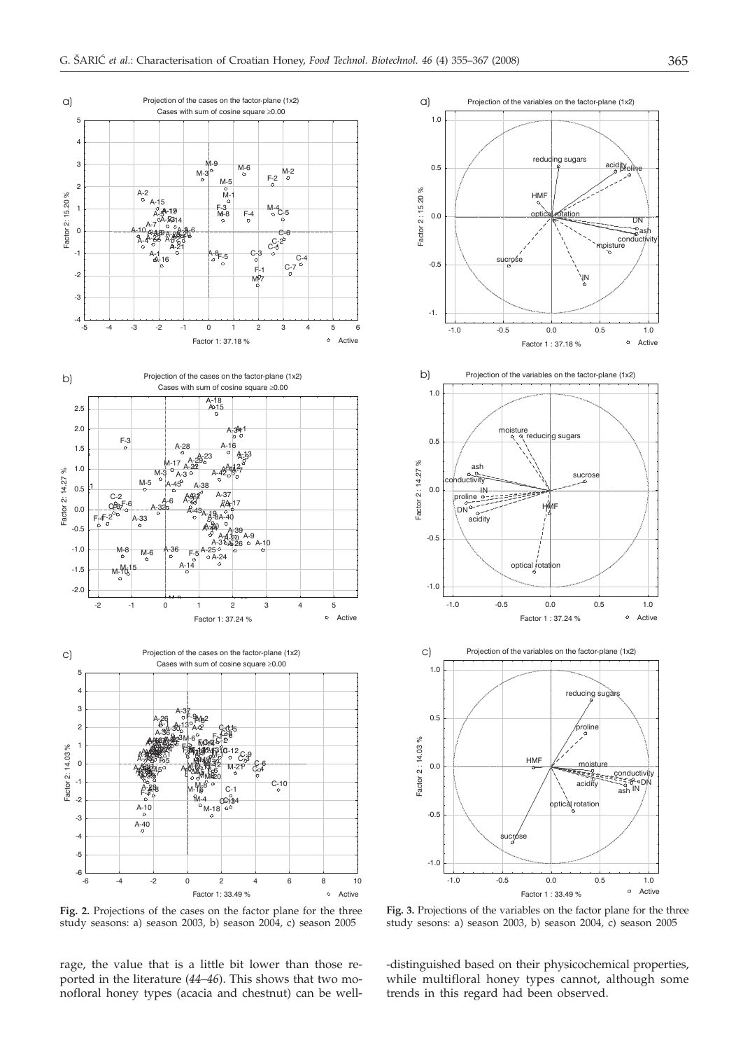**Fig. 2.** Projections of the cases on the factor plane for the three study seasons: a) season 2003, b) season 2004, c) season 2005

**Fig. 3.** Projections of the variables on the factor plane for the three study sesons: a) season 2003, b) season 2004, c) season 2005

rage, the value that is a little bit lower than those reported in the literature (*44–46*). This shows that two monofloral honey types (acacia and chestnut) can be well-distinguished based on their physicochemical properties, while multifloral honey types cannot, although some trends in this regard had been observed.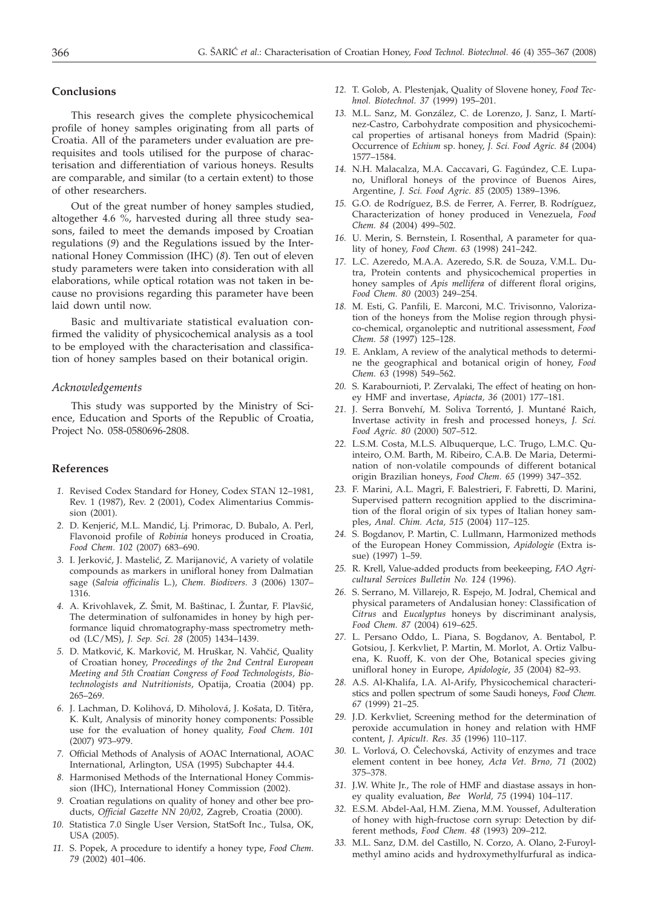## Conclusions

This research gives the complete physicochemical profile of honey samples originating from all parts of Croatia. All of the parameters under evaluation are prerequisites and tools utilised for the purpose of characterisation and differentiation of various honeys. Results are comparable, and similar (to a certain extent) to those of other researchers.

Out of the great number of honey samples studied, altogether 4.6 %, harvested during all three study seasons, failed to meet the demands imposed by Croatian regulations (*9*) and the Regulations issued by the International Honey Commission (IHC) (*8*). Ten out of eleven study parameters were taken into consideration with all elaborations, while optical rotation was not taken in because no provisions regarding this parameter have been laid down until now.

Basic and multivariate statistical evaluation confirmed the validity of physicochemical analysis as a tool to be employed with the characterisation and classification of honey samples based on their botanical origin.

### *Acknowledgements*

This study was supported by the Ministry of Science, Education and Sports of the Republic of Croatia, Project No. 058-0580696-2808.

## References

1. Revised Codex Standard for Honey, Codex STAN 12–1981, Rev. 1 (1987), Rev. 2 (2001), Codex Alimentarius Commission (2001).
2. D. Kenjerić, M.L. Mandić, Lj. Primorac, D. Bubalo, A. Perl, Flavonoid profile of *Robinia* honeys produced in Croatia, *Food Chem. 102* (2007) 683–690.
3. I. Jerković, J. Mastelić, Z. Marijanović, A variety of volatile compounds as markers in unifloral honey from Dalmatian sage (*Salvia officinalis* L.), *Chem. Biodivers. 3* (2006) 1307–1316.
4. A. Krivohlavek, Z. Šmit, M. Baštinac, I. Žuntar, F. Plavšić, The determination of sulfonamides in honey by high performance liquid chromatography-mass spectrometry method (LC/MS), *J. Sep. Sci. 28* (2005) 1434–1439.
5. D. Matković, K. Marković, M. Hruškar, N. Vahčić, Quality of Croatian honey, *Proceedings of the 2nd Central European Meeting and 5th Croatian Congress of Food Technologists, Biotechnologists and Nutritionists*, Opatija, Croatia (2004) pp. 265–269.
6. J. Lachman, D. Kolihová, D. Miholová, J. Košata, D. Titěra, K. Kult, Analysis of minority honey components: Possible use for the evaluation of honey quality, *Food Chem. 101* (2007) 973–979.
7. Official Methods of Analysis of AOAC International, AOAC International, Arlington, USA (1995) Subchapter 44.4.
8. Harmonised Methods of the International Honey Commission (IHC), International Honey Commission (2002).
9. Croatian regulations on quality of honey and other bee products, *Official Gazette NN 20/02*, Zagreb, Croatia (2000).
10. Statistica 7.0 Single User Version, StatSoft Inc., Tulsa, OK, USA (2005).
11. S. Popek, A procedure to identify a honey type, *Food Chem. 79* (2002) 401–406.
12. T. Golob, A. Plestenjak, Quality of Slovene honey, *Food Technol. Biotechnol. 37* (1999) 195–201.
13. M.L. Sanz, M. González, C. de Lorenzo, J. Sanz, I. Martínez-Castro, Carbohydrate composition and physicochemical properties of artisanal honeys from Madrid (Spain): Occurrence of *Echium* sp. honey, *J. Sci. Food Agric. 84* (2004) 1577–1584.
14. N.H. Malacalza, M.A. Caccavari, G. Fagúndez, C.E. Lupano, Unifloral honeys of the province of Buenos Aires, Argentine, *J. Sci. Food Agric. 85* (2005) 1389–1396.
15. G.O. de Rodríguez, B.S. de Ferrer, A. Ferrer, B. Rodríguez, Characterization of honey produced in Venezuela, *Food Chem. 84* (2004) 499–502.
16. U. Merin, S. Bernstein, I. Rosenthal, A parameter for quality of honey, *Food Chem. 63* (1998) 241–242.
17. L.C. Azeredo, M.A.A. Azeredo, S.R. de Souza, V.M.L. Dutra, Protein contents and physicochemical properties in honey samples of *Apis mellifera* of different floral origins, *Food Chem. 80* (2003) 249–254.
18. M. Esti, G. Panfili, E. Marconi, M.C. Trivisonno, Valorization of the honeys from the Molise region through physico-chemical, organoleptic and nutritional assessment, *Food Chem. 58* (1997) 125–128.
19. E. Anklam, A review of the analytical methods to determine the geographical and botanical origin of honey, *Food Chem. 63* (1998) 549–562.
20. S. Karabournioti, P. Zervalaki, The effect of heating on honey HMF and invertase, *Apiacta, 36* (2001) 177–181.
21. J. Serra Bonvehí, M. Soliva Torrentó, J. Muntané Raich, Invertase activity in fresh and processed honeys, *J. Sci. Food Agric. 80* (2000) 507–512.
22. L.S.M. Costa, M.L.S. Albuquerque, L.C. Trugo, L.M.C. Quinteiro, O.M. Barth, M. Ribeiro, C.A.B. De Maria, Determination of non-volatile compounds of different botanical origin Brazilian honeys, *Food Chem. 65* (1999) 347–352.
23. F. Marini, A.L. Magrì, F. Balestrieri, F. Fabretti, D. Marini, Supervised pattern recognition applied to the discrimination of the floral origin of six types of Italian honey samples, *Anal. Chim. Acta, 515* (2004) 117–125.
24. S. Bogdanov, P. Martin, C. Lullmann, Harmonized methods of the European Honey Commission, *Apidologie* (Extra issue) (1997) 1–59.
25. R. Krell, Value-added products from beekeeping, *FAO Agricultural Services Bulletin No. 124* (1996).
26. S. Serrano, M. Villarejo, R. Espejo, M. Jodral, Chemical and physical parameters of Andalusian honey: Classification of *Citrus* and *Eucalyptus* honeys by discriminant analysis, *Food Chem. 87* (2004) 619–625.
27. L. Persano Oddo, L. Piana, S. Bogdanov, A. Bentabol, P. Gotsiou, J. Kerkvliet, P. Martin, M. Morlot, A. Ortiz Valbuena, K. Ruoff, K. von der Ohe, Botanical species giving unifloral honey in Europe, *Apidologie, 35* (2004) 82–93.
28. A.S. Al-Khalifa, I.A. Al-Arify, Physicochemical characteristics and pollen spectrum of some Saudi honeys, *Food Chem. 67* (1999) 21–25.
29. J.D. Kerkvliet, Screening method for the determination of peroxide accumulation in honey and relation with HMF content, *J. Apicult. Res. 35* (1996) 110–117.
30. L. Vorlová, O. Čelechovská, Activity of enzymes and trace element content in bee honey, *Acta Vet. Brno, 71* (2002) 375–378.
31. J.W. White Jr., The role of HMF and diastase assays in honey quality evaluation, *Bee World, 75* (1994) 104–117.
32. E.S.M. Abdel-Aal, H.M. Ziena, M.M. Youssef, Adulteration of honey with high-fructose corn syrup: Detection by different methods, *Food Chem. 48* (1993) 209–212.
33. M.L. Sanz, D.M. del Castillo, N. Corzo, A. Olano, 2-Furoylmethyl amino acids and hydroxymethylfurfural as indica-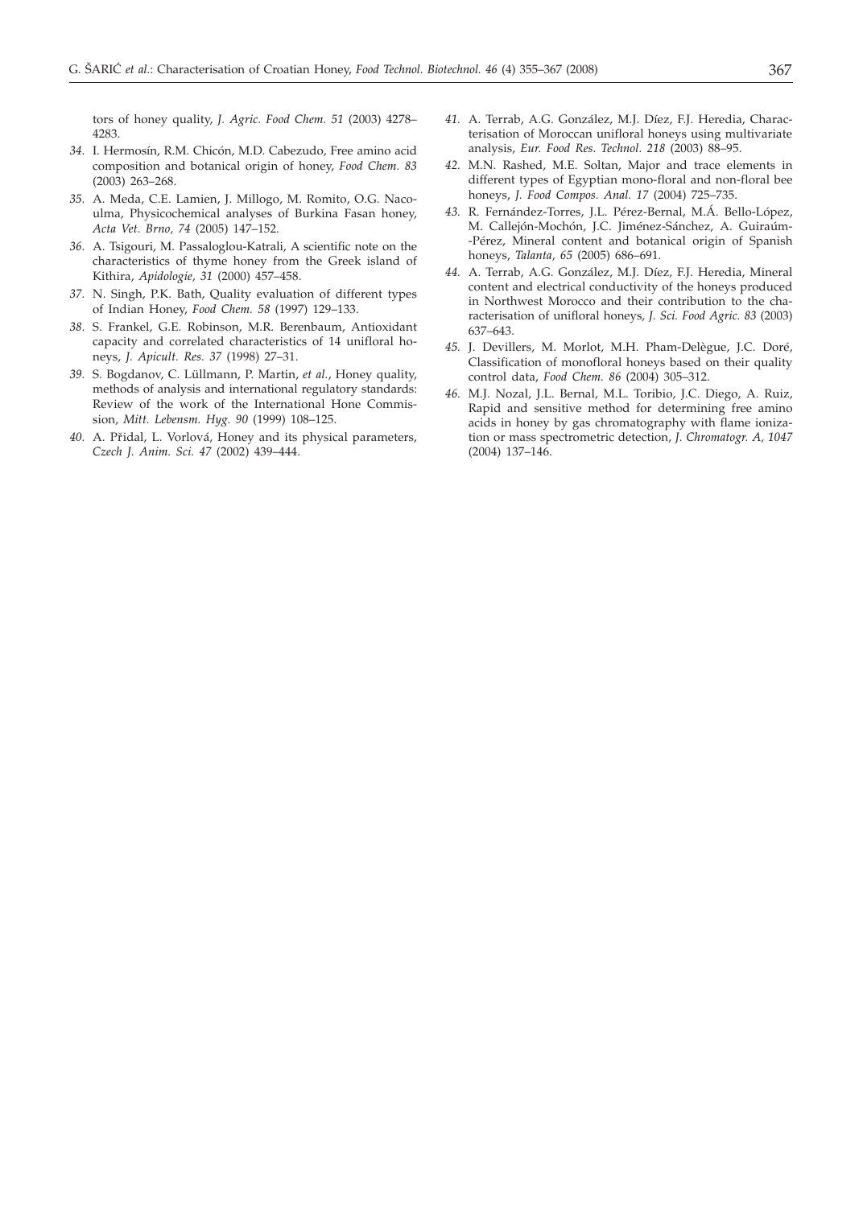tors of honey quality, *J. Agric. Food Chem. 51* (2003) 4278–4283.

*34.* I. Hermosín, R.M. Chicón, M.D. Cabezudo, Free amino acid composition and botanical origin of honey, *Food Chem. 83* (2003) 263–268.

*35.* A. Meda, C.E. Lamien, J. Millogo, M. Romito, O.G. Nacoulma, Physicochemical analyses of Burkina Fasan honey, *Acta Vet. Brno, 74* (2005) 147–152.

*36.* A. Tsigouri, M. Passaloglou-Katrali, A scientific note on the characteristics of thyme honey from the Greek island of Kithira, *Apidologie, 31* (2000) 457–458.

*37.* N. Singh, P.K. Bath, Quality evaluation of different types of Indian Honey, *Food Chem. 58* (1997) 129–133.

*38.* S. Frankel, G.E. Robinson, M.R. Berenbaum, Antioxidant capacity and correlated characteristics of 14 unifloral honeys, *J. Apicult. Res. 37* (1998) 27–31.

*39.* S. Bogdanov, C. Lüllmann, P. Martin, *et al.*, Honey quality, methods of analysis and international regulatory standards: Review of the work of the International Hone Commission, *Mitt. Lebensm. Hyg. 90* (1999) 108–125.

*40.* A. Přidal, L. Vorlová, Honey and its physical parameters, *Czech J. Anim. Sci. 47* (2002) 439–444.

*41.* A. Terrab, A.G. González, M.J. Díez, F.J. Heredia, Characterisation of Moroccan unifloral honeys using multivariate analysis, *Eur. Food Res. Technol. 218* (2003) 88–95.

*42.* M.N. Rashed, M.E. Soltan, Major and trace elements in different types of Egyptian mono-floral and non-floral bee honeys, *J. Food Compos. Anal. 17* (2004) 725–735.

*43.* R. Fernández-Torres, J.L. Pérez-Bernal, M.Á. Bello-López, M. Callejón-Mochón, J.C. Jiménez-Sánchez, A. Guiraúm-Pérez, Mineral content and botanical origin of Spanish honeys, *Talanta, 65* (2005) 686–691.

*44.* A. Terrab, A.G. González, M.J. Díez, F.J. Heredia, Mineral content and electrical conductivity of the honeys produced in Northwest Morocco and their contribution to the characterisation of unifloral honeys, *J. Sci. Food Agric. 83* (2003) 637–643.

*45.* J. Devillers, M. Morlot, M.H. Pham-Delègue, J.C. Doré, Classification of monofloral honeys based on their quality control data, *Food Chem. 86* (2004) 305–312.

*46.* M.J. Nozal, J.L. Bernal, M.L. Toribio, J.C. Diego, A. Ruiz, Rapid and sensitive method for determining free amino acids in honey by gas chromatography with flame ionization or mass spectrometric detection, *J. Chromatogr. A, 1047* (2004) 137–146.